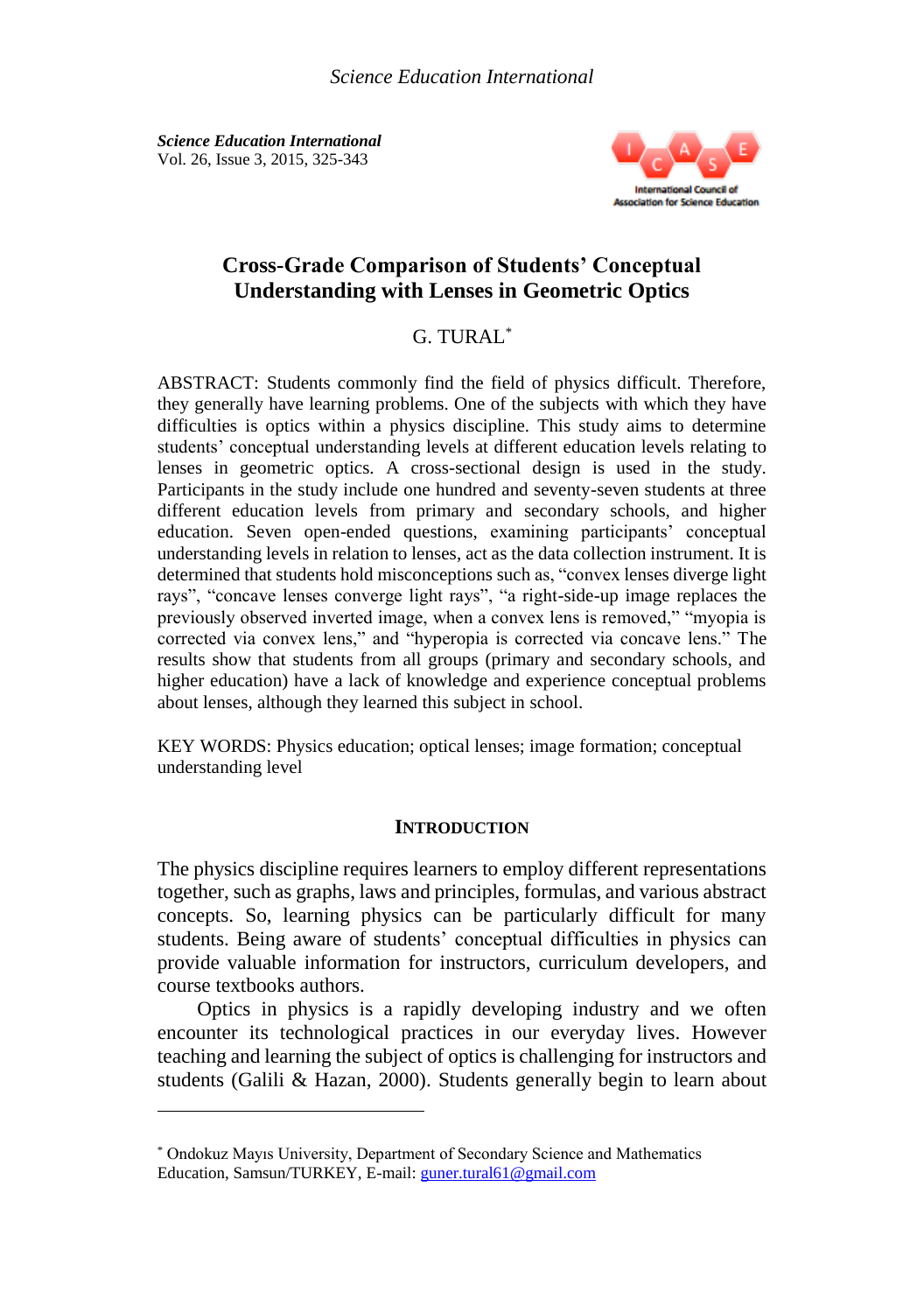*Science Education International*
Vol. 26, Issue 3, 2015, 325-343

# Cross-Grade Comparison of Students' Conceptual Understanding with Lenses in Geometric Optics

G. TURAL[*]

ABSTRACT: Students commonly find the field of physics difficult. Therefore, they generally have learning problems. One of the subjects with which they have difficulties is optics within a physics discipline. This study aims to determine students' conceptual understanding levels at different education levels relating to lenses in geometric optics. A cross-sectional design is used in the study. Participants in the study include one hundred and seventy-seven students at three different education levels from primary and secondary schools, and higher education. Seven open-ended questions, examining participants' conceptual understanding levels in relation to lenses, act as the data collection instrument. It is determined that students hold misconceptions such as, "convex lenses diverge light rays", "concave lenses converge light rays", "a right-side-up image replaces the previously observed inverted image, when a convex lens is removed," "myopia is corrected via convex lens," and "hyperopia is corrected via concave lens." The results show that students from all groups (primary and secondary schools, and higher education) have a lack of knowledge and experience conceptual problems about lenses, although they learned this subject in school.

KEY WORDS: Physics education; optical lenses; image formation; conceptual understanding level

## INTRODUCTION

The physics discipline requires learners to employ different representations together, such as graphs, laws and principles, formulas, and various abstract concepts. So, learning physics can be particularly difficult for many students. Being aware of students' conceptual difficulties in physics can provide valuable information for instructors, curriculum developers, and course textbooks authors.

Optics in physics is a rapidly developing industry and we often encounter its technological practices in our everyday lives. However teaching and learning the subject of optics is challenging for instructors and students (Galili & Hazan, 2000). Students generally begin to learn about

---

[*] Ondokuz Mayıs University, Department of Secondary Science and Mathematics Education, Samsun/TURKEY, E-mail: guner.tural61@gmail.com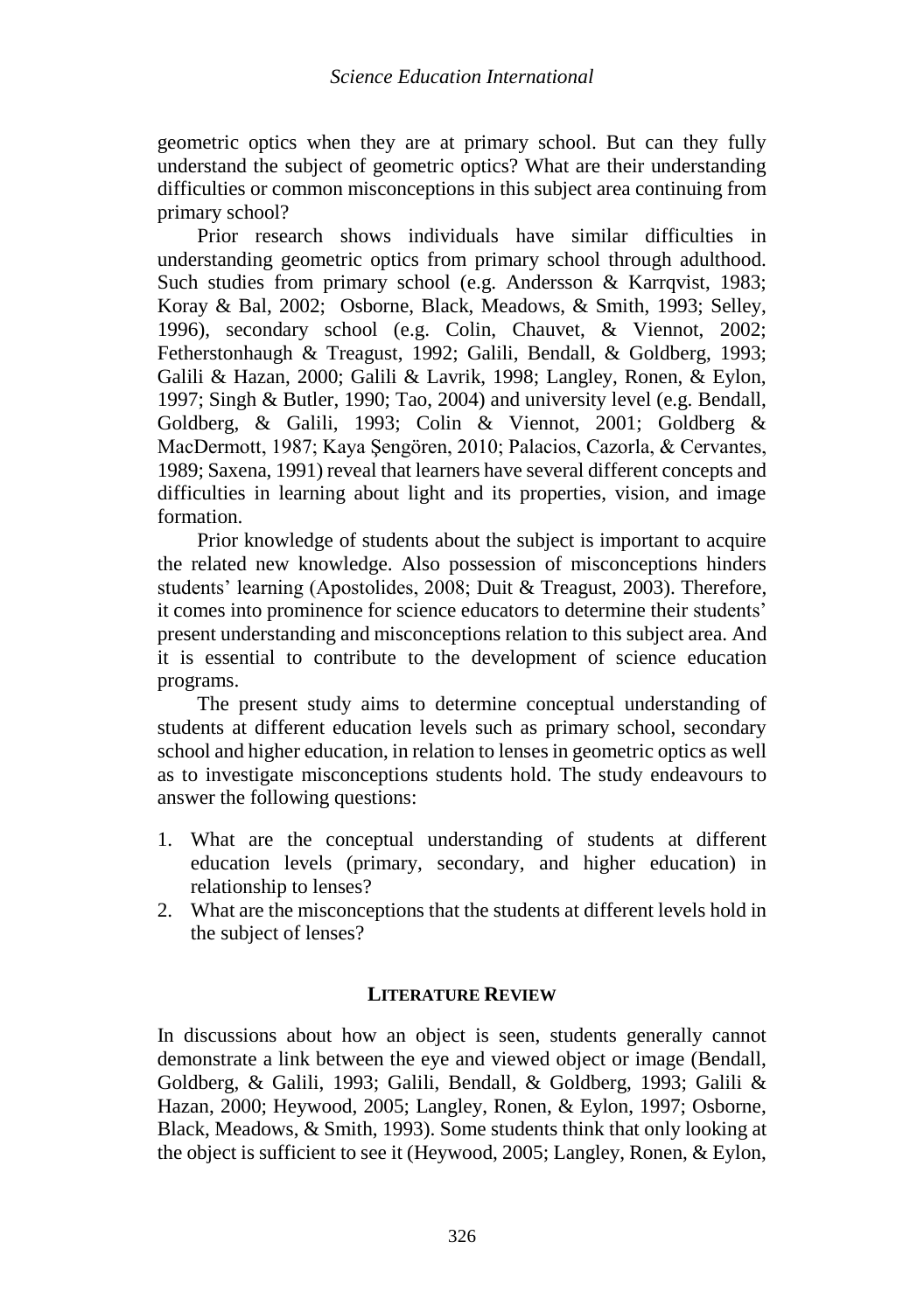geometric optics when they are at primary school. But can they fully understand the subject of geometric optics? What are their understanding difficulties or common misconceptions in this subject area continuing from primary school?

Prior research shows individuals have similar difficulties in understanding geometric optics from primary school through adulthood. Such studies from primary school (e.g. Andersson & Karrqvist, 1983; Koray & Bal, 2002; Osborne, Black, Meadows, & Smith, 1993; Selley, 1996), secondary school (e.g. Colin, Chauvet, & Viennot, 2002; Fetherstonhaugh & Treagust, 1992; Galili, Bendall, & Goldberg, 1993; Galili & Hazan, 2000; Galili & Lavrik, 1998; Langley, Ronen, & Eylon, 1997; Singh & Butler, 1990; Tao, 2004) and university level (e.g. Bendall, Goldberg, & Galili, 1993; Colin & Viennot, 2001; Goldberg & MacDermott, 1987; Kaya Şengören, 2010; Palacios, Cazorla, & Cervantes, 1989; Saxena, 1991) reveal that learners have several different concepts and difficulties in learning about light and its properties, vision, and image formation.

Prior knowledge of students about the subject is important to acquire the related new knowledge. Also possession of misconceptions hinders students' learning (Apostolides, 2008; Duit & Treagust, 2003). Therefore, it comes into prominence for science educators to determine their students' present understanding and misconceptions relation to this subject area. And it is essential to contribute to the development of science education programs.

The present study aims to determine conceptual understanding of students at different education levels such as primary school, secondary school and higher education, in relation to lenses in geometric optics as well as to investigate misconceptions students hold. The study endeavours to answer the following questions:

1. What are the conceptual understanding of students at different education levels (primary, secondary, and higher education) in relationship to lenses?
2. What are the misconceptions that the students at different levels hold in the subject of lenses?

## LITERATURE REVIEW

In discussions about how an object is seen, students generally cannot demonstrate a link between the eye and viewed object or image (Bendall, Goldberg, & Galili, 1993; Galili, Bendall, & Goldberg, 1993; Galili & Hazan, 2000; Heywood, 2005; Langley, Ronen, & Eylon, 1997; Osborne, Black, Meadows, & Smith, 1993). Some students think that only looking at the object is sufficient to see it (Heywood, 2005; Langley, Ronen, & Eylon,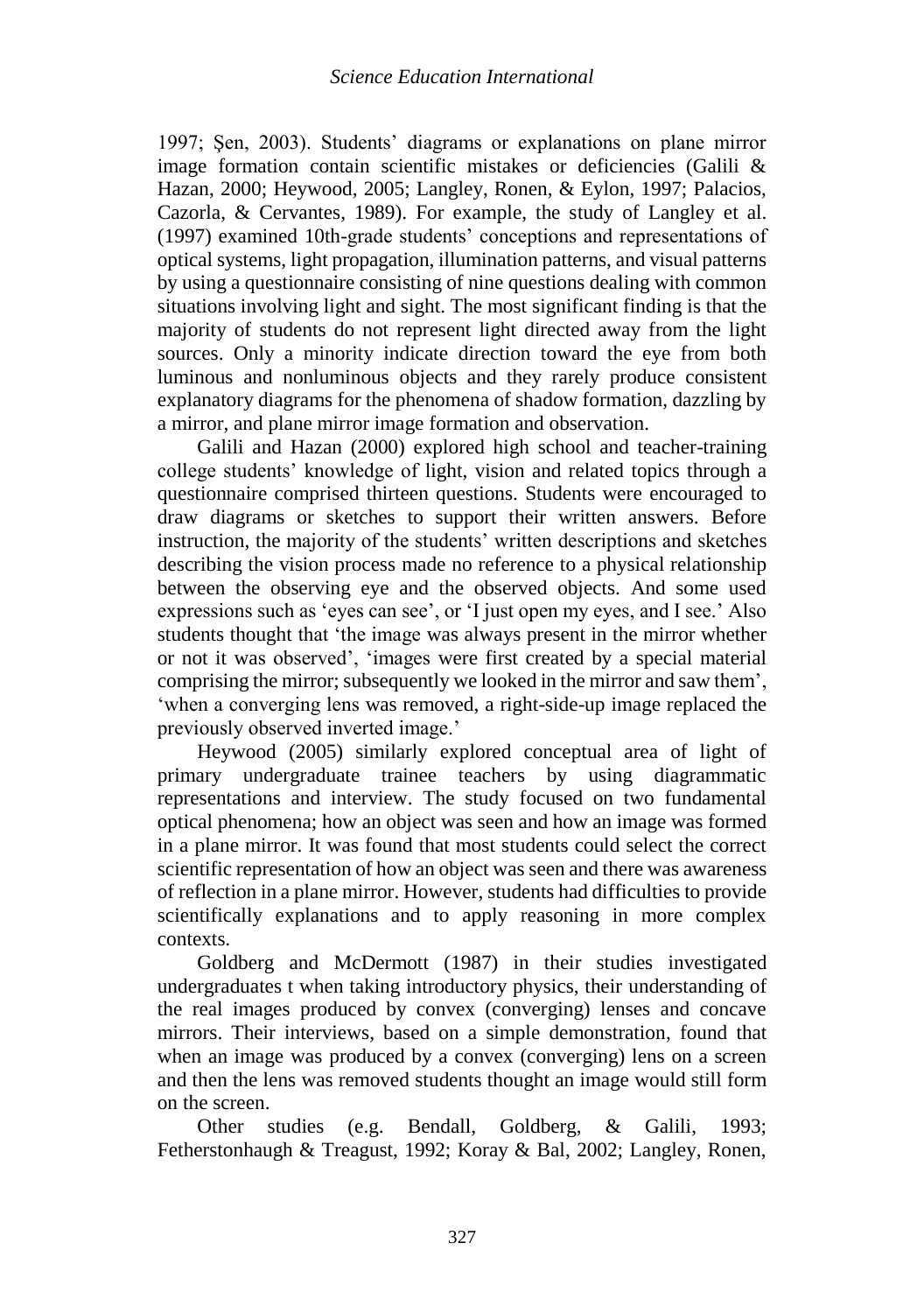1997; Şen, 2003). Students' diagrams or explanations on plane mirror image formation contain scientific mistakes or deficiencies (Galili & Hazan, 2000; Heywood, 2005; Langley, Ronen, & Eylon, 1997; Palacios, Cazorla, & Cervantes, 1989). For example, the study of Langley et al. (1997) examined 10th-grade students' conceptions and representations of optical systems, light propagation, illumination patterns, and visual patterns by using a questionnaire consisting of nine questions dealing with common situations involving light and sight. The most significant finding is that the majority of students do not represent light directed away from the light sources. Only a minority indicate direction toward the eye from both luminous and nonluminous objects and they rarely produce consistent explanatory diagrams for the phenomena of shadow formation, dazzling by a mirror, and plane mirror image formation and observation.

Galili and Hazan (2000) explored high school and teacher-training college students' knowledge of light, vision and related topics through a questionnaire comprised thirteen questions. Students were encouraged to draw diagrams or sketches to support their written answers. Before instruction, the majority of the students' written descriptions and sketches describing the vision process made no reference to a physical relationship between the observing eye and the observed objects. And some used expressions such as 'eyes can see', or 'I just open my eyes, and I see.' Also students thought that 'the image was always present in the mirror whether or not it was observed', 'images were first created by a special material comprising the mirror; subsequently we looked in the mirror and saw them', 'when a converging lens was removed, a right-side-up image replaced the previously observed inverted image.'

Heywood (2005) similarly explored conceptual area of light of primary undergraduate trainee teachers by using diagrammatic representations and interview. The study focused on two fundamental optical phenomena; how an object was seen and how an image was formed in a plane mirror. It was found that most students could select the correct scientific representation of how an object was seen and there was awareness of reflection in a plane mirror. However, students had difficulties to provide scientifically explanations and to apply reasoning in more complex contexts.

Goldberg and McDermott (1987) in their studies investigated undergraduates t when taking introductory physics, their understanding of the real images produced by convex (converging) lenses and concave mirrors. Their interviews, based on a simple demonstration, found that when an image was produced by a convex (converging) lens on a screen and then the lens was removed students thought an image would still form on the screen.

Other studies (e.g. Bendall, Goldberg, & Galili, 1993; Fetherstonhaugh & Treagust, 1992; Koray & Bal, 2002; Langley, Ronen,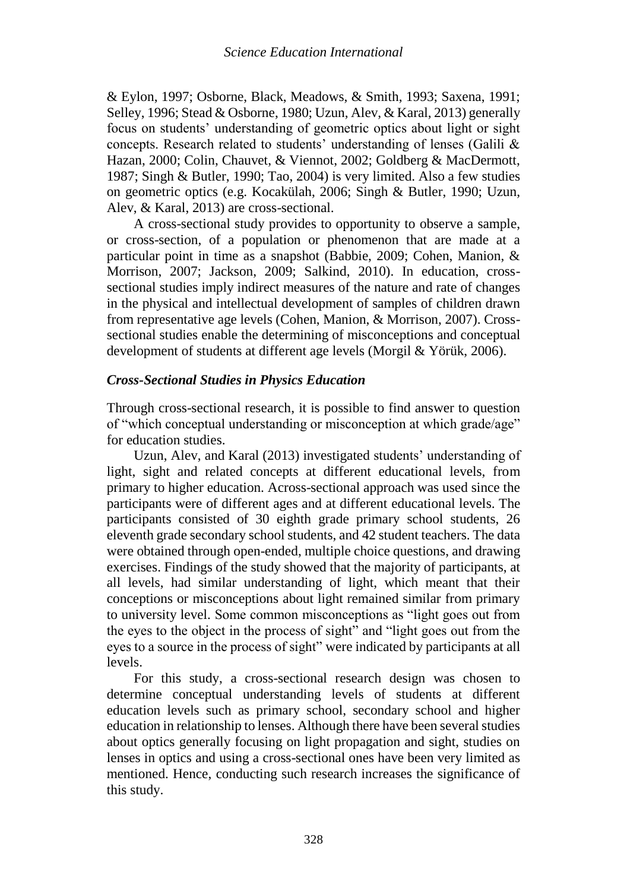& Eylon, 1997; Osborne, Black, Meadows, & Smith, 1993; Saxena, 1991; Selley, 1996; Stead & Osborne, 1980; Uzun, Alev, & Karal, 2013) generally focus on students' understanding of geometric optics about light or sight concepts. Research related to students' understanding of lenses (Galili & Hazan, 2000; Colin, Chauvet, & Viennot, 2002; Goldberg & MacDermott, 1987; Singh & Butler, 1990; Tao, 2004) is very limited. Also a few studies on geometric optics (e.g. Kocakülah, 2006; Singh & Butler, 1990; Uzun, Alev, & Karal, 2013) are cross-sectional.

A cross-sectional study provides to opportunity to observe a sample, or cross-section, of a population or phenomenon that are made at a particular point in time as a snapshot (Babbie, 2009; Cohen, Manion, & Morrison, 2007; Jackson, 2009; Salkind, 2010). In education, cross-sectional studies imply indirect measures of the nature and rate of changes in the physical and intellectual development of samples of children drawn from representative age levels (Cohen, Manion, & Morrison, 2007). Cross-sectional studies enable the determining of misconceptions and conceptual development of students at different age levels (Morgil & Yörük, 2006).

### *Cross-Sectional Studies in Physics Education*

Through cross-sectional research, it is possible to find answer to question of "which conceptual understanding or misconception at which grade/age" for education studies.

Uzun, Alev, and Karal (2013) investigated students' understanding of light, sight and related concepts at different educational levels, from primary to higher education. Across-sectional approach was used since the participants were of different ages and at different educational levels. The participants consisted of 30 eighth grade primary school students, 26 eleventh grade secondary school students, and 42 student teachers. The data were obtained through open-ended, multiple choice questions, and drawing exercises. Findings of the study showed that the majority of participants, at all levels, had similar understanding of light, which meant that their conceptions or misconceptions about light remained similar from primary to university level. Some common misconceptions as "light goes out from the eyes to the object in the process of sight" and "light goes out from the eyes to a source in the process of sight" were indicated by participants at all levels.

For this study, a cross-sectional research design was chosen to determine conceptual understanding levels of students at different education levels such as primary school, secondary school and higher education in relationship to lenses. Although there have been several studies about optics generally focusing on light propagation and sight, studies on lenses in optics and using a cross-sectional ones have been very limited as mentioned. Hence, conducting such research increases the significance of this study.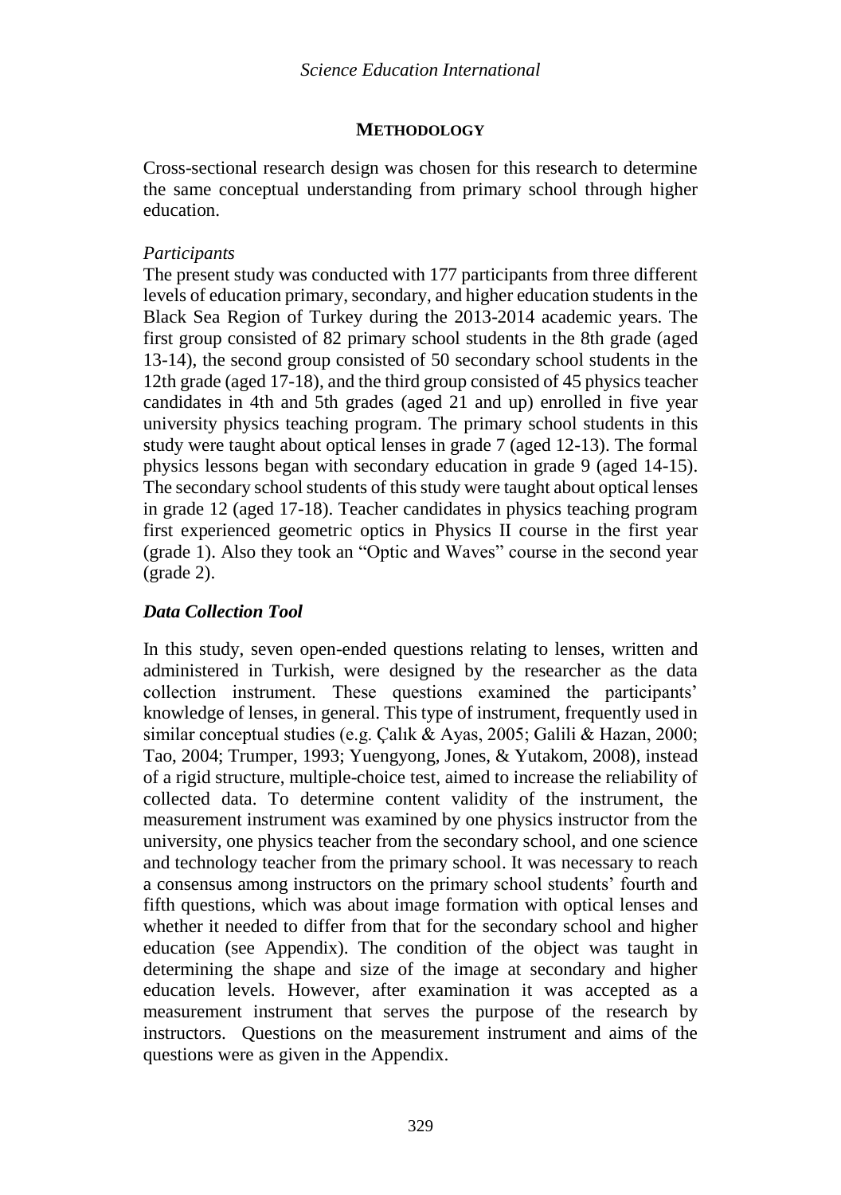## METHODOLOGY

Cross-sectional research design was chosen for this research to determine the same conceptual understanding from primary school through higher education.

*Participants*

The present study was conducted with 177 participants from three different levels of education primary, secondary, and higher education students in the Black Sea Region of Turkey during the 2013-2014 academic years. The first group consisted of 82 primary school students in the 8th grade (aged 13-14), the second group consisted of 50 secondary school students in the 12th grade (aged 17-18), and the third group consisted of 45 physics teacher candidates in 4th and 5th grades (aged 21 and up) enrolled in five year university physics teaching program. The primary school students in this study were taught about optical lenses in grade 7 (aged 12-13). The formal physics lessons began with secondary education in grade 9 (aged 14-15). The secondary school students of this study were taught about optical lenses in grade 12 (aged 17-18). Teacher candidates in physics teaching program first experienced geometric optics in Physics II course in the first year (grade 1). Also they took an "Optic and Waves" course in the second year (grade 2).

### *Data Collection Tool*

In this study, seven open-ended questions relating to lenses, written and administered in Turkish, were designed by the researcher as the data collection instrument. These questions examined the participants' knowledge of lenses, in general. This type of instrument, frequently used in similar conceptual studies (e.g. Çalık & Ayas, 2005; Galili & Hazan, 2000; Tao, 2004; Trumper, 1993; Yuengyong, Jones, & Yutakom, 2008), instead of a rigid structure, multiple-choice test, aimed to increase the reliability of collected data. To determine content validity of the instrument, the measurement instrument was examined by one physics instructor from the university, one physics teacher from the secondary school, and one science and technology teacher from the primary school. It was necessary to reach a consensus among instructors on the primary school students' fourth and fifth questions, which was about image formation with optical lenses and whether it needed to differ from that for the secondary school and higher education (see Appendix). The condition of the object was taught in determining the shape and size of the image at secondary and higher education levels. However, after examination it was accepted as a measurement instrument that serves the purpose of the research by instructors. Questions on the measurement instrument and aims of the questions were as given in the Appendix.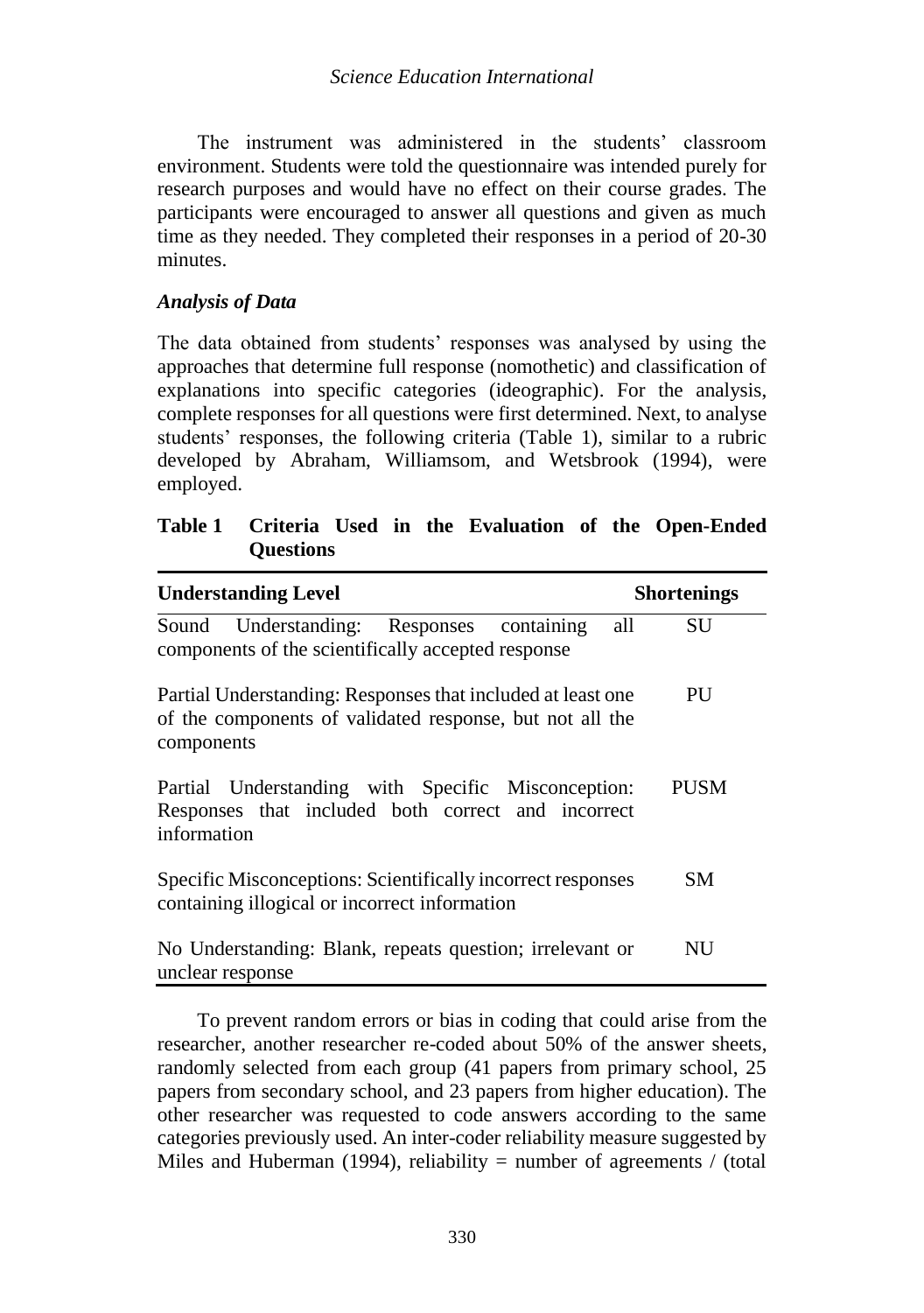The instrument was administered in the students' classroom environment. Students were told the questionnaire was intended purely for research purposes and would have no effect on their course grades. The participants were encouraged to answer all questions and given as much time as they needed. They completed their responses in a period of 20-30 minutes.

### *Analysis of Data*

The data obtained from students' responses was analysed by using the approaches that determine full response (nomothetic) and classification of explanations into specific categories (ideographic). For the analysis, complete responses for all questions were first determined. Next, to analyse students' responses, the following criteria (Table 1), similar to a rubric developed by Abraham, Williamsom, and Wetsbrook (1994), were employed.

**Table 1 Criteria Used in the Evaluation of the Open-Ended Questions**

| Understanding Level | Shortenings |
|---|---|
| Sound Understanding: Responses containing all components of the scientifically accepted response | SU |
| Partial Understanding: Responses that included at least one of the components of validated response, but not all the components | PU |
| Partial Understanding with Specific Misconception: Responses that included both correct and incorrect information | PUSM |
| Specific Misconceptions: Scientifically incorrect responses containing illogical or incorrect information | SM |
| No Understanding: Blank, repeats question; irrelevant or unclear response | NU |

To prevent random errors or bias in coding that could arise from the researcher, another researcher re-coded about 50% of the answer sheets, randomly selected from each group (41 papers from primary school, 25 papers from secondary school, and 23 papers from higher education). The other researcher was requested to code answers according to the same categories previously used. An inter-coder reliability measure suggested by Miles and Huberman (1994), reliability = number of agreements / (total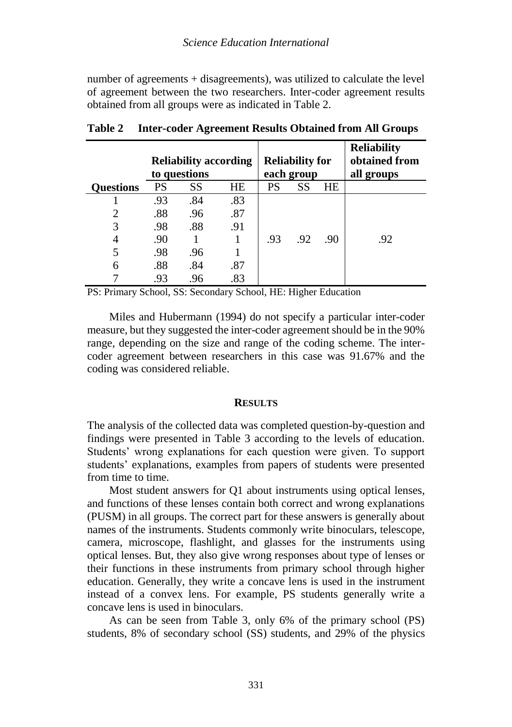number of agreements + disagreements), was utilized to calculate the level of agreement between the two researchers. Inter-coder agreement results obtained from all groups were as indicated in Table 2.

**Table 2 Inter-coder Agreement Results Obtained from All Groups**

| | Reliability according to questions | | | Reliability for each group | | | Reliability obtained from all groups |
|---|---|---|---|---|---|---|---|
| **Questions** | PS | SS | HE | PS | SS | HE | |
| 1 | .93 | .84 | .83 | | | | |
| 2 | .88 | .96 | .87 | | | | |
| 3 | .98 | .88 | .91 | | | | |
| 4 | .90 | 1 | 1 | .93 | .92 | .90 | .92 |
| 5 | .98 | .96 | 1 | | | | |
| 6 | .88 | .84 | .87 | | | | |
| 7 | .93 | .96 | .83 | | | | |

PS: Primary School, SS: Secondary School, HE: Higher Education

Miles and Hubermann (1994) do not specify a particular inter-coder measure, but they suggested the inter-coder agreement should be in the 90% range, depending on the size and range of the coding scheme. The inter-coder agreement between researchers in this case was 91.67% and the coding was considered reliable.

## RESULTS

The analysis of the collected data was completed question-by-question and findings were presented in Table 3 according to the levels of education. Students' wrong explanations for each question were given. To support students' explanations, examples from papers of students were presented from time to time.

Most student answers for Q1 about instruments using optical lenses, and functions of these lenses contain both correct and wrong explanations (PUSM) in all groups. The correct part for these answers is generally about names of the instruments. Students commonly write binoculars, telescope, camera, microscope, flashlight, and glasses for the instruments using optical lenses. But, they also give wrong responses about type of lenses or their functions in these instruments from primary school through higher education. Generally, they write a concave lens is used in the instrument instead of a convex lens. For example, PS students generally write a concave lens is used in binoculars.

As can be seen from Table 3, only 6% of the primary school (PS) students, 8% of secondary school (SS) students, and 29% of the physics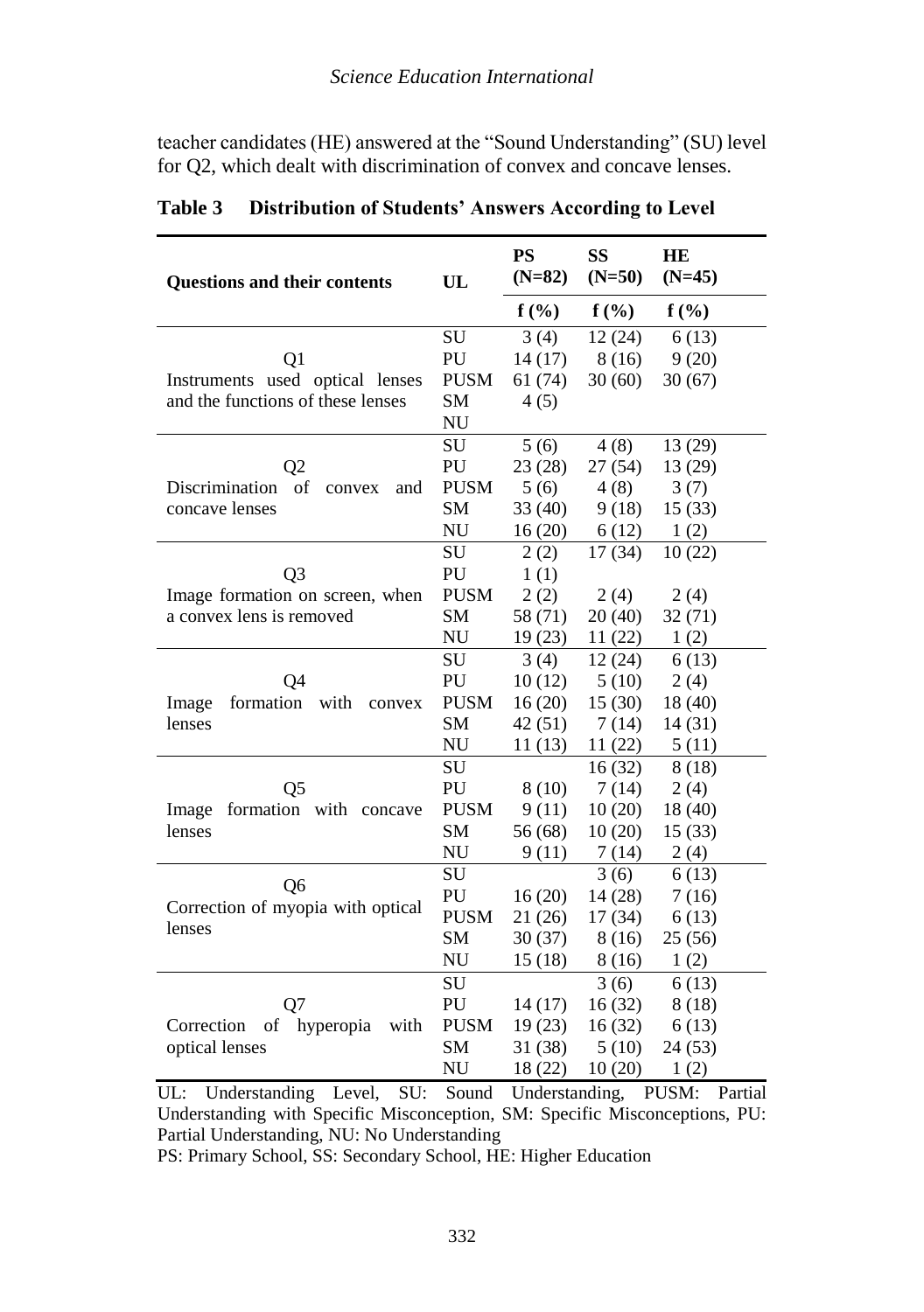teacher candidates (HE) answered at the "Sound Understanding" (SU) level for Q2, which dealt with discrimination of convex and concave lenses.

**Table 3 Distribution of Students' Answers According to Level**

| Questions and their contents | UL | PS (N=82) | SS (N=50) | HE (N=45) |
|---|---|---|---|---|
| | | f (%) | f (%) | f (%) |
| Q1 Instruments used optical lenses and the functions of these lenses | SU | 3 (4) | 12 (24) | 6 (13) |
| | PU | 14 (17) | 8 (16) | 9 (20) |
| | PUSM | 61 (74) | 30 (60) | 30 (67) |
| | SM | 4 (5) | | |
| | NU | | | |
| Q2 Discrimination of convex and concave lenses | SU | 5 (6) | 4 (8) | 13 (29) |
| | PU | 23 (28) | 27 (54) | 13 (29) |
| | PUSM | 5 (6) | 4 (8) | 3 (7) |
| | SM | 33 (40) | 9 (18) | 15 (33) |
| | NU | 16 (20) | 6 (12) | 1 (2) |
| Q3 Image formation on screen, when a convex lens is removed | SU | 2 (2) | 17 (34) | 10 (22) |
| | PU | 1 (1) | | |
| | PUSM | 2 (2) | 2 (4) | 2 (4) |
| | SM | 58 (71) | 20 (40) | 32 (71) |
| | NU | 19 (23) | 11 (22) | 1 (2) |
| Q4 Image formation with convex lenses | SU | 3 (4) | 12 (24) | 6 (13) |
| | PU | 10 (12) | 5 (10) | 2 (4) |
| | PUSM | 16 (20) | 15 (30) | 18 (40) |
| | SM | 42 (51) | 7 (14) | 14 (31) |
| | NU | 11 (13) | 11 (22) | 5 (11) |
| Q5 Image formation with concave lenses | SU | | 16 (32) | 8 (18) |
| | PU | 8 (10) | 7 (14) | 2 (4) |
| | PUSM | 9 (11) | 10 (20) | 18 (40) |
| | SM | 56 (68) | 10 (20) | 15 (33) |
| | NU | 9 (11) | 7 (14) | 2 (4) |
| Q6 Correction of myopia with optical lenses | SU | | 3 (6) | 6 (13) |
| | PU | 16 (20) | 14 (28) | 7 (16) |
| | PUSM | 21 (26) | 17 (34) | 6 (13) |
| | SM | 30 (37) | 8 (16) | 25 (56) |
| | NU | 15 (18) | 8 (16) | 1 (2) |
| Q7 Correction of hyperopia with optical lenses | SU | | 3 (6) | 6 (13) |
| | PU | 14 (17) | 16 (32) | 8 (18) |
| | PUSM | 19 (23) | 16 (32) | 6 (13) |
| | SM | 31 (38) | 5 (10) | 24 (53) |
| | NU | 18 (22) | 10 (20) | 1 (2) |

UL: Understanding Level, SU: Sound Understanding, PUSM: Partial Understanding with Specific Misconception, SM: Specific Misconceptions, PU: Partial Understanding, NU: No Understanding

PS: Primary School, SS: Secondary School, HE: Higher Education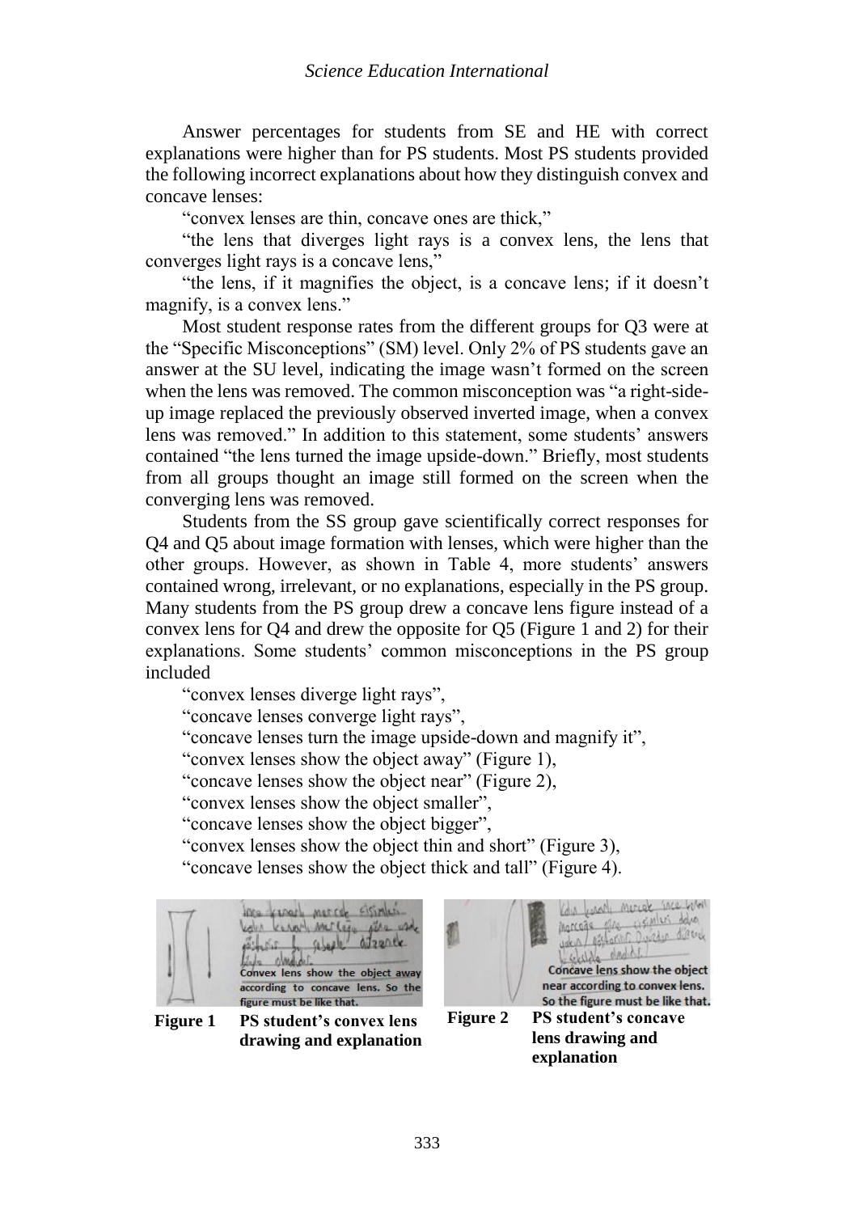Answer percentages for students from SE and HE with correct explanations were higher than for PS students. Most PS students provided the following incorrect explanations about how they distinguish convex and concave lenses:

"convex lenses are thin, concave ones are thick,"

"the lens that diverges light rays is a convex lens, the lens that converges light rays is a concave lens,"

"the lens, if it magnifies the object, is a concave lens; if it doesn't magnify, is a convex lens."

Most student response rates from the different groups for Q3 were at the "Specific Misconceptions" (SM) level. Only 2% of PS students gave an answer at the SU level, indicating the image wasn't formed on the screen when the lens was removed. The common misconception was "a right-side-up image replaced the previously observed inverted image, when a convex lens was removed." In addition to this statement, some students' answers contained "the lens turned the image upside-down." Briefly, most students from all groups thought an image still formed on the screen when the converging lens was removed.

Students from the SS group gave scientifically correct responses for Q4 and Q5 about image formation with lenses, which were higher than the other groups. However, as shown in Table 4, more students' answers contained wrong, irrelevant, or no explanations, especially in the PS group. Many students from the PS group drew a concave lens figure instead of a convex lens for Q4 and drew the opposite for Q5 (Figure 1 and 2) for their explanations. Some students' common misconceptions in the PS group included

"convex lenses diverge light rays",

"concave lenses converge light rays",

"concave lenses turn the image upside-down and magnify it",

"convex lenses show the object away" (Figure 1),

"concave lenses show the object near" (Figure 2),

"convex lenses show the object smaller",

"concave lenses show the object bigger",

"convex lenses show the object thin and short" (Figure 3),

"concave lenses show the object thick and tall" (Figure 4).

Convex lens show the object away according to concave lens. So the figure must be like that.

**Figure 1** **PS student's convex lens drawing and explanation**

Concave lens show the object near according to convex lens. So the figure must be like that.

**Figure 2** **PS student's concave lens drawing and explanation**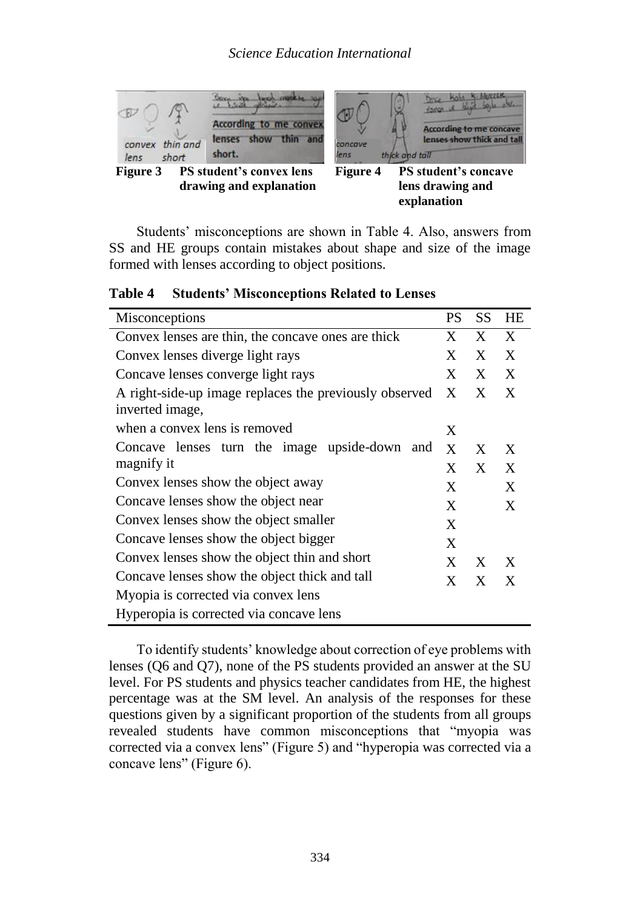**Figure 3** PS student's convex lens drawing and explanation

**Figure 4** PS student's concave lens drawing and explanation

Students' misconceptions are shown in Table 4. Also, answers from SS and HE groups contain mistakes about shape and size of the image formed with lenses according to object positions.

**Table 4 Students' Misconceptions Related to Lenses**

| Misconceptions | PS | SS | HE |
|---|---|---|---|
| Convex lenses are thin, the concave ones are thick | X | X | X |
| Convex lenses diverge light rays | X | X | X |
| Concave lenses converge light rays | X | X | X |
| A right-side-up image replaces the previously observed inverted image, when a convex lens is removed | X | X | X |
| Concave lenses turn the image upside-down and magnify it | X | | |
| Convex lenses show the object away | X | X | X |
| Concave lenses show the object near | X | X | X |
| Convex lenses show the object smaller | X | | X |
| Concave lenses show the object bigger | X | | X |
| Convex lenses show the object thin and short | X | | |
| Concave lenses show the object thick and tall | X | | |
| Myopia is corrected via convex lens | X | X | X |
| Hyperopia is corrected via concave lens | X | X | X |

To identify students' knowledge about correction of eye problems with lenses (Q6 and Q7), none of the PS students provided an answer at the SU level. For PS students and physics teacher candidates from HE, the highest percentage was at the SM level. An analysis of the responses for these questions given by a significant proportion of the students from all groups revealed students have common misconceptions that "myopia was corrected via a convex lens" (Figure 5) and "hyperopia was corrected via a concave lens" (Figure 6).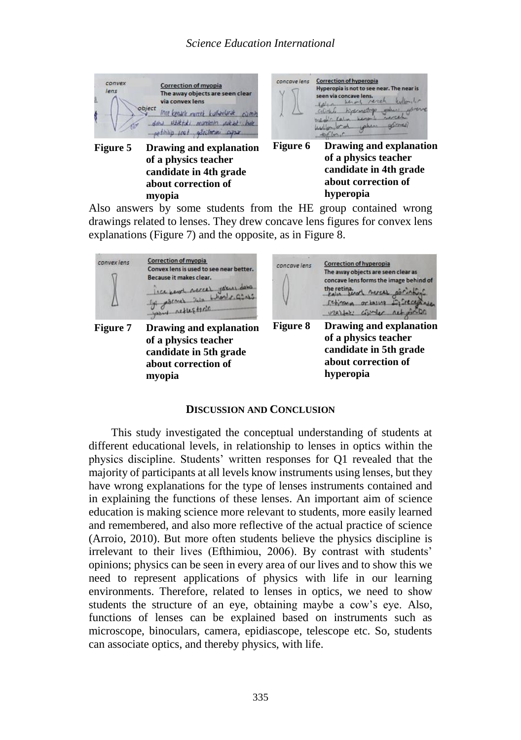Figure 5 Drawing and explanation of a physics teacher candidate in 4th grade about correction of myopia

Figure 6 Drawing and explanation of a physics teacher candidate in 4th grade about correction of hyperopia

Also answers by some students from the HE group contained wrong drawings related to lenses. They drew concave lens figures for convex lens explanations (Figure 7) and the opposite, as in Figure 8.

Figure 7 Drawing and explanation of a physics teacher candidate in 5th grade about correction of myopia

Figure 8 Drawing and explanation of a physics teacher candidate in 5th grade about correction of hyperopia

## DISCUSSION AND CONCLUSION

This study investigated the conceptual understanding of students at different educational levels, in relationship to lenses in optics within the physics discipline. Students' written responses for Q1 revealed that the majority of participants at all levels know instruments using lenses, but they have wrong explanations for the type of lenses instruments contained and in explaining the functions of these lenses. An important aim of science education is making science more relevant to students, more easily learned and remembered, and also more reflective of the actual practice of science (Arroio, 2010). But more often students believe the physics discipline is irrelevant to their lives (Efthimiou, 2006). By contrast with students' opinions; physics can be seen in every area of our lives and to show this we need to represent applications of physics with life in our learning environments. Therefore, related to lenses in optics, we need to show students the structure of an eye, obtaining maybe a cow's eye. Also, functions of lenses can be explained based on instruments such as microscope, binoculars, camera, epidiascope, telescope etc. So, students can associate optics, and thereby physics, with life.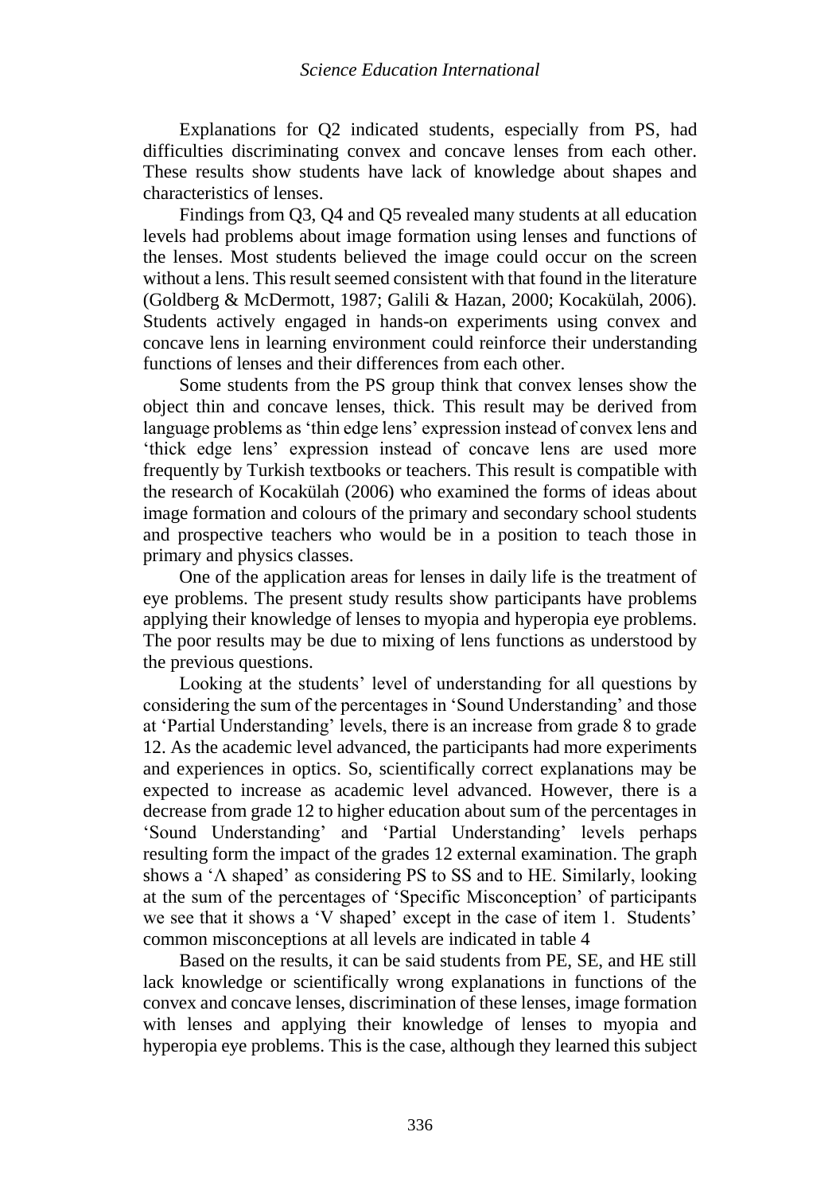Explanations for Q2 indicated students, especially from PS, had difficulties discriminating convex and concave lenses from each other. These results show students have lack of knowledge about shapes and characteristics of lenses.

Findings from Q3, Q4 and Q5 revealed many students at all education levels had problems about image formation using lenses and functions of the lenses. Most students believed the image could occur on the screen without a lens. This result seemed consistent with that found in the literature (Goldberg & McDermott, 1987; Galili & Hazan, 2000; Kocakülah, 2006). Students actively engaged in hands-on experiments using convex and concave lens in learning environment could reinforce their understanding functions of lenses and their differences from each other.

Some students from the PS group think that convex lenses show the object thin and concave lenses, thick. This result may be derived from language problems as 'thin edge lens' expression instead of convex lens and 'thick edge lens' expression instead of concave lens are used more frequently by Turkish textbooks or teachers. This result is compatible with the research of Kocakülah (2006) who examined the forms of ideas about image formation and colours of the primary and secondary school students and prospective teachers who would be in a position to teach those in primary and physics classes.

One of the application areas for lenses in daily life is the treatment of eye problems. The present study results show participants have problems applying their knowledge of lenses to myopia and hyperopia eye problems. The poor results may be due to mixing of lens functions as understood by the previous questions.

Looking at the students' level of understanding for all questions by considering the sum of the percentages in 'Sound Understanding' and those at 'Partial Understanding' levels, there is an increase from grade 8 to grade 12. As the academic level advanced, the participants had more experiments and experiences in optics. So, scientifically correct explanations may be expected to increase as academic level advanced. However, there is a decrease from grade 12 to higher education about sum of the percentages in 'Sound Understanding' and 'Partial Understanding' levels perhaps resulting form the impact of the grades 12 external examination. The graph shows a 'Λ shaped' as considering PS to SS and to HE. Similarly, looking at the sum of the percentages of 'Specific Misconception' of participants we see that it shows a 'V shaped' except in the case of item 1. Students' common misconceptions at all levels are indicated in table 4

Based on the results, it can be said students from PE, SE, and HE still lack knowledge or scientifically wrong explanations in functions of the convex and concave lenses, discrimination of these lenses, image formation with lenses and applying their knowledge of lenses to myopia and hyperopia eye problems. This is the case, although they learned this subject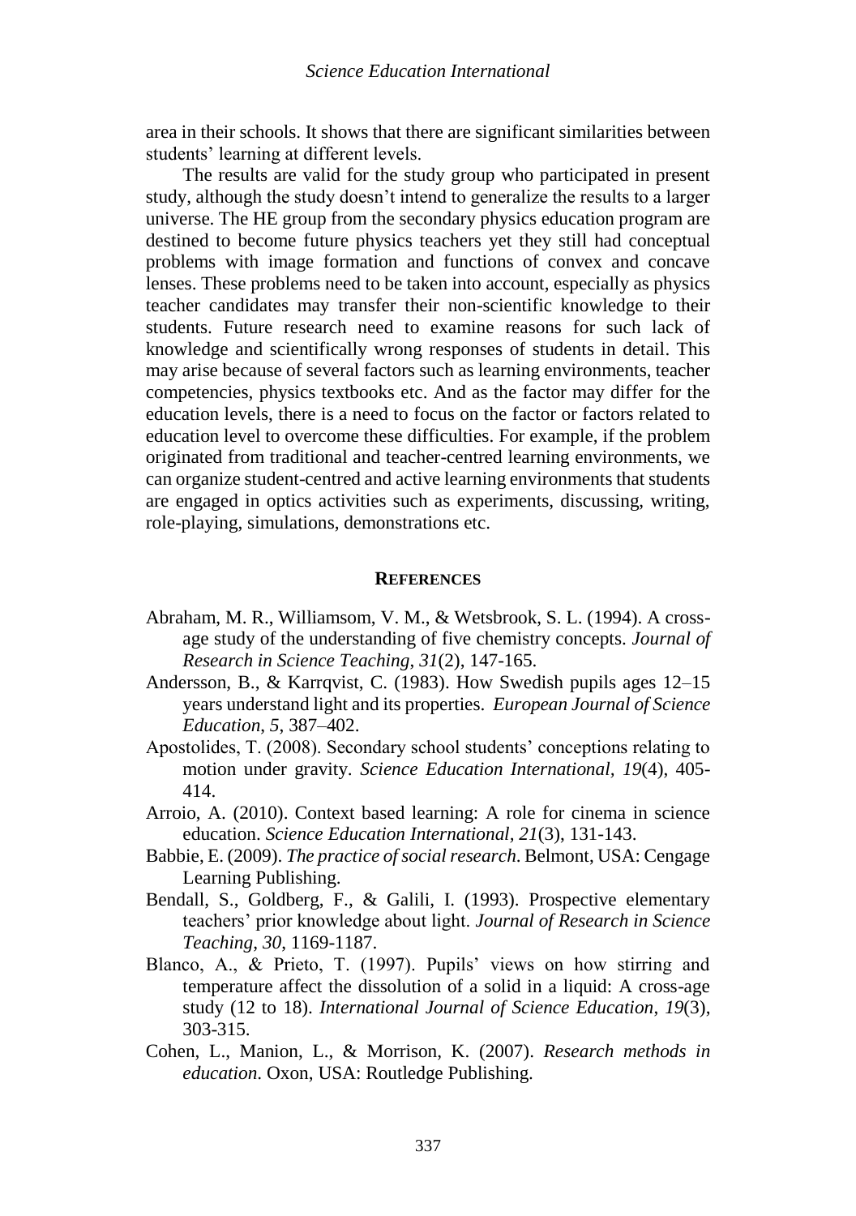area in their schools. It shows that there are significant similarities between students' learning at different levels.

The results are valid for the study group who participated in present study, although the study doesn't intend to generalize the results to a larger universe. The HE group from the secondary physics education program are destined to become future physics teachers yet they still had conceptual problems with image formation and functions of convex and concave lenses. These problems need to be taken into account, especially as physics teacher candidates may transfer their non-scientific knowledge to their students. Future research need to examine reasons for such lack of knowledge and scientifically wrong responses of students in detail. This may arise because of several factors such as learning environments, teacher competencies, physics textbooks etc. And as the factor may differ for the education levels, there is a need to focus on the factor or factors related to education level to overcome these difficulties. For example, if the problem originated from traditional and teacher-centred learning environments, we can organize student-centred and active learning environments that students are engaged in optics activities such as experiments, discussing, writing, role-playing, simulations, demonstrations etc.

## REFERENCES

Abraham, M. R., Williamsom, V. M., & Wetsbrook, S. L. (1994). A cross-age study of the understanding of five chemistry concepts. *Journal of Research in Science Teaching*, *31*(2), 147-165.

Andersson, B., & Karrqvist, C. (1983). How Swedish pupils ages 12–15 years understand light and its properties. *European Journal of Science Education*, *5*, 387–402.

Apostolides, T. (2008). Secondary school students' conceptions relating to motion under gravity. *Science Education International*, *19*(4), 405-414.

Arroio, A. (2010). Context based learning: A role for cinema in science education. *Science Education International*, *21*(3), 131-143.

Babbie, E. (2009). *The practice of social research*. Belmont, USA: Cengage Learning Publishing.

Bendall, S., Goldberg, F., & Galili, I. (1993). Prospective elementary teachers' prior knowledge about light. *Journal of Research in Science Teaching*, *30*, 1169-1187.

Blanco, A., & Prieto, T. (1997). Pupils' views on how stirring and temperature affect the dissolution of a solid in a liquid: A cross-age study (12 to 18). *International Journal of Science Education*, *19*(3), 303-315.

Cohen, L., Manion, L., & Morrison, K. (2007). *Research methods in education*. Oxon, USA: Routledge Publishing.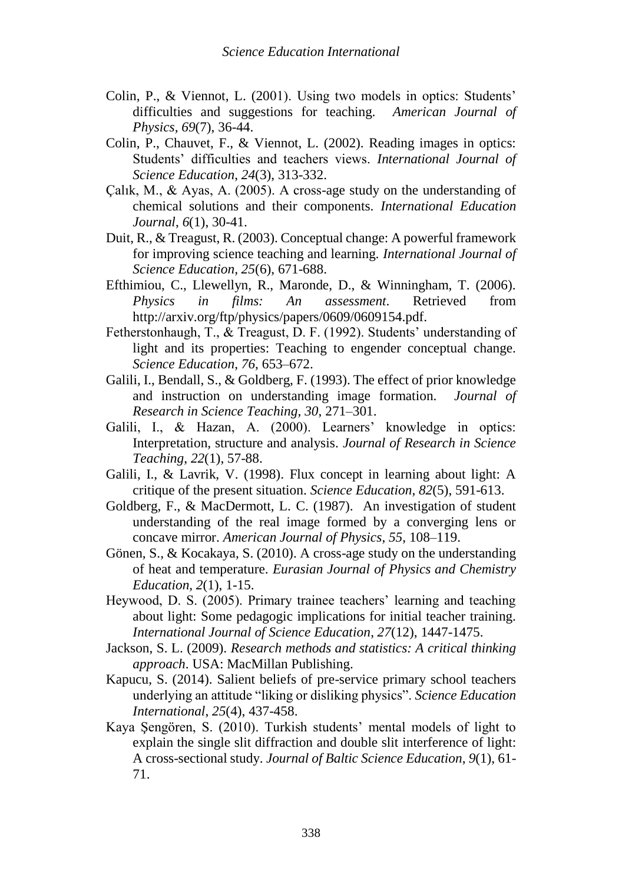Colin, P., & Viennot, L. (2001). Using two models in optics: Students' difficulties and suggestions for teaching. *American Journal of Physics*, *69*(7), 36-44.

Colin, P., Chauvet, F., & Viennot, L. (2002). Reading images in optics: Students' difficulties and teachers views. *International Journal of Science Education*, *24*(3), 313-332.

Çalık, M., & Ayas, A. (2005). A cross-age study on the understanding of chemical solutions and their components. *International Education Journal*, *6*(1), 30-41.

Duit, R., & Treagust, R. (2003). Conceptual change: A powerful framework for improving science teaching and learning. *International Journal of Science Education*, *25*(6), 671-688.

Efthimiou, C., Llewellyn, R., Maronde, D., & Winningham, T. (2006). *Physics in films: An assessment*. Retrieved from http://arxiv.org/ftp/physics/papers/0609/0609154.pdf.

Fetherstonhaugh, T., & Treagust, D. F. (1992). Students' understanding of light and its properties: Teaching to engender conceptual change. *Science Education*, *76*, 653–672.

Galili, I., Bendall, S., & Goldberg, F. (1993). The effect of prior knowledge and instruction on understanding image formation. *Journal of Research in Science Teaching*, *30*, 271–301.

Galili, I., & Hazan, A. (2000). Learners' knowledge in optics: Interpretation, structure and analysis. *Journal of Research in Science Teaching*, *22*(1), 57-88.

Galili, I., & Lavrik, V. (1998). Flux concept in learning about light: A critique of the present situation. *Science Education*, *82*(5), 591-613.

Goldberg, F., & MacDermott, L. C. (1987). An investigation of student understanding of the real image formed by a converging lens or concave mirror. *American Journal of Physics*, *55*, 108–119.

Gönen, S., & Kocakaya, S. (2010). A cross-age study on the understanding of heat and temperature. *Eurasian Journal of Physics and Chemistry Education*, *2*(1), 1-15.

Heywood, D. S. (2005). Primary trainee teachers' learning and teaching about light: Some pedagogic implications for initial teacher training. *International Journal of Science Education*, *27*(12), 1447-1475.

Jackson, S. L. (2009). *Research methods and statistics: A critical thinking approach*. USA: MacMillan Publishing.

Kapucu, S. (2014). Salient beliefs of pre-service primary school teachers underlying an attitude "liking or disliking physics". *Science Education International*, *25*(4), 437-458.

Kaya Şengören, S. (2010). Turkish students' mental models of light to explain the single slit diffraction and double slit interference of light: A cross-sectional study. *Journal of Baltic Science Education*, *9*(1), 61-71.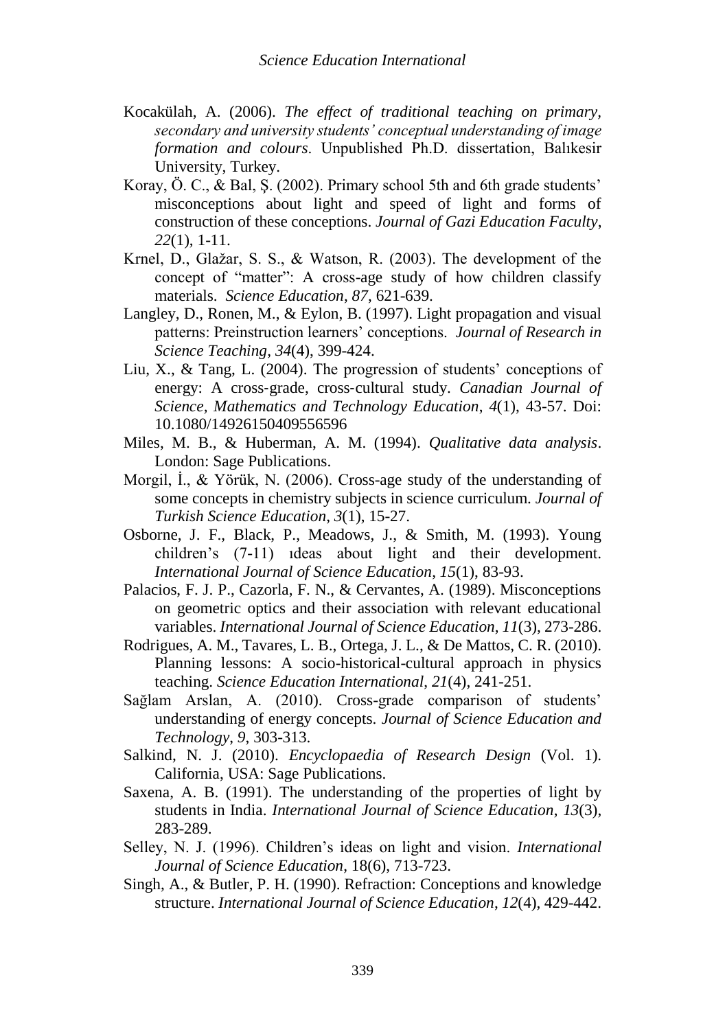Kocakülah, A. (2006). *The effect of traditional teaching on primary, secondary and university students' conceptual understanding of image formation and colours*. Unpublished Ph.D. dissertation, Balıkesir University, Turkey.

Koray, Ö. C., & Bal, Ş. (2002). Primary school 5th and 6th grade students' misconceptions about light and speed of light and forms of construction of these conceptions. *Journal of Gazi Education Faculty*, *22*(1), 1-11.

Krnel, D., Glažar, S. S., & Watson, R. (2003). The development of the concept of "matter": A cross-age study of how children classify materials. *Science Education*, *87*, 621-639.

Langley, D., Ronen, M., & Eylon, B. (1997). Light propagation and visual patterns: Preinstruction learners' conceptions. *Journal of Research in Science Teaching*, *34*(4), 399-424.

Liu, X., & Tang, L. (2004). The progression of students' conceptions of energy: A cross-grade, cross-cultural study. *Canadian Journal of Science, Mathematics and Technology Education*, *4*(1), 43-57. Doi: 10.1080/14926150409556596

Miles, M. B., & Huberman, A. M. (1994). *Qualitative data analysis*. London: Sage Publications.

Morgil, İ., & Yörük, N. (2006). Cross-age study of the understanding of some concepts in chemistry subjects in science curriculum. *Journal of Turkish Science Education*, *3*(1), 15-27.

Osborne, J. F., Black, P., Meadows, J., & Smith, M. (1993). Young children's (7-11) ıdeas about light and their development. *International Journal of Science Education*, *15*(1), 83-93.

Palacios, F. J. P., Cazorla, F. N., & Cervantes, A. (1989). Misconceptions on geometric optics and their association with relevant educational variables. *International Journal of Science Education*, *11*(3), 273-286.

Rodrigues, A. M., Tavares, L. B., Ortega, J. L., & De Mattos, C. R. (2010). Planning lessons: A socio-historical-cultural approach in physics teaching. *Science Education International*, *21*(4), 241-251.

Sağlam Arslan, A. (2010). Cross-grade comparison of students' understanding of energy concepts. *Journal of Science Education and Technology*, *9*, 303-313.

Salkind, N. J. (2010). *Encyclopaedia of Research Design* (Vol. 1). California, USA: Sage Publications.

Saxena, A. B. (1991). The understanding of the properties of light by students in India. *International Journal of Science Education*, *13*(3), 283-289.

Selley, N. J. (1996). Children's ideas on light and vision. *International Journal of Science Education*, 18(6), 713-723.

Singh, A., & Butler, P. H. (1990). Refraction: Conceptions and knowledge structure. *International Journal of Science Education*, *12*(4), 429-442.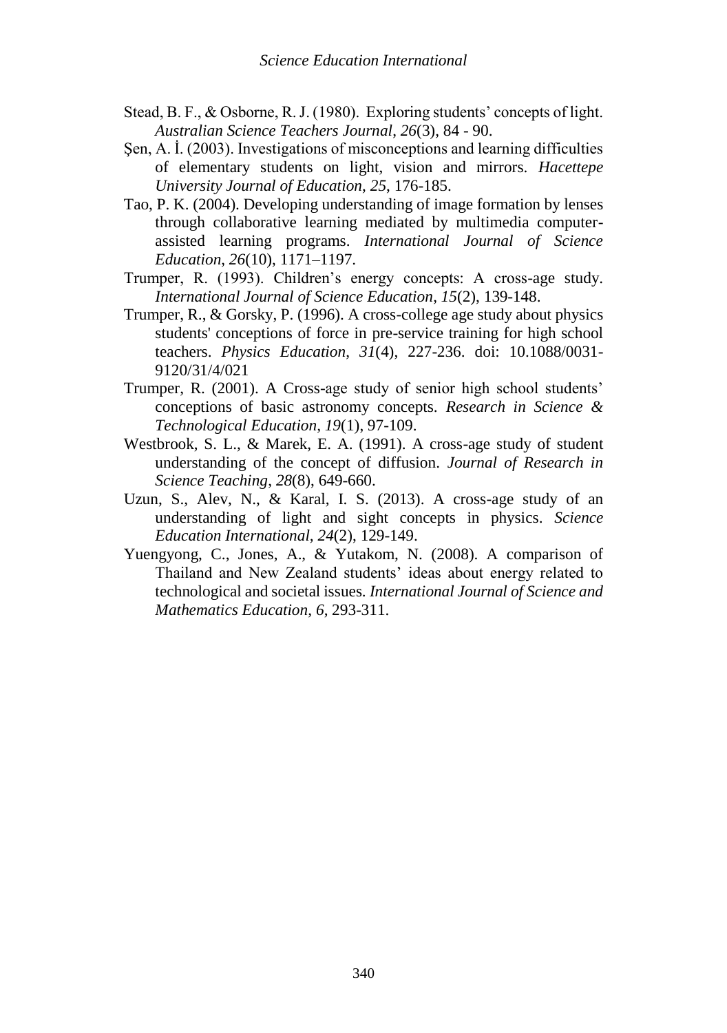Stead, B. F., & Osborne, R. J. (1980). Exploring students' concepts of light. *Australian Science Teachers Journal*, *26*(3), 84 - 90.

Şen, A. İ. (2003). Investigations of misconceptions and learning difficulties of elementary students on light, vision and mirrors. *Hacettepe University Journal of Education*, *25*, 176-185.

Tao, P. K. (2004). Developing understanding of image formation by lenses through collaborative learning mediated by multimedia computer-assisted learning programs. *International Journal of Science Education*, *26*(10), 1171–1197.

Trumper, R. (1993). Children's energy concepts: A cross-age study. *International Journal of Science Education*, *15*(2), 139-148.

Trumper, R., & Gorsky, P. (1996). A cross-college age study about physics students' conceptions of force in pre-service training for high school teachers. *Physics Education*, *31*(4), 227-236. doi: 10.1088/0031-9120/31/4/021

Trumper, R. (2001). A Cross-age study of senior high school students' conceptions of basic astronomy concepts. *Research in Science & Technological Education*, *19*(1), 97-109.

Westbrook, S. L., & Marek, E. A. (1991). A cross-age study of student understanding of the concept of diffusion. *Journal of Research in Science Teaching*, *28*(8), 649-660.

Uzun, S., Alev, N., & Karal, I. S. (2013). A cross-age study of an understanding of light and sight concepts in physics. *Science Education International*, *24*(2), 129-149.

Yuengyong, C., Jones, A., & Yutakom, N. (2008). A comparison of Thailand and New Zealand students' ideas about energy related to technological and societal issues. *International Journal of Science and Mathematics Education*, *6*, 293-311.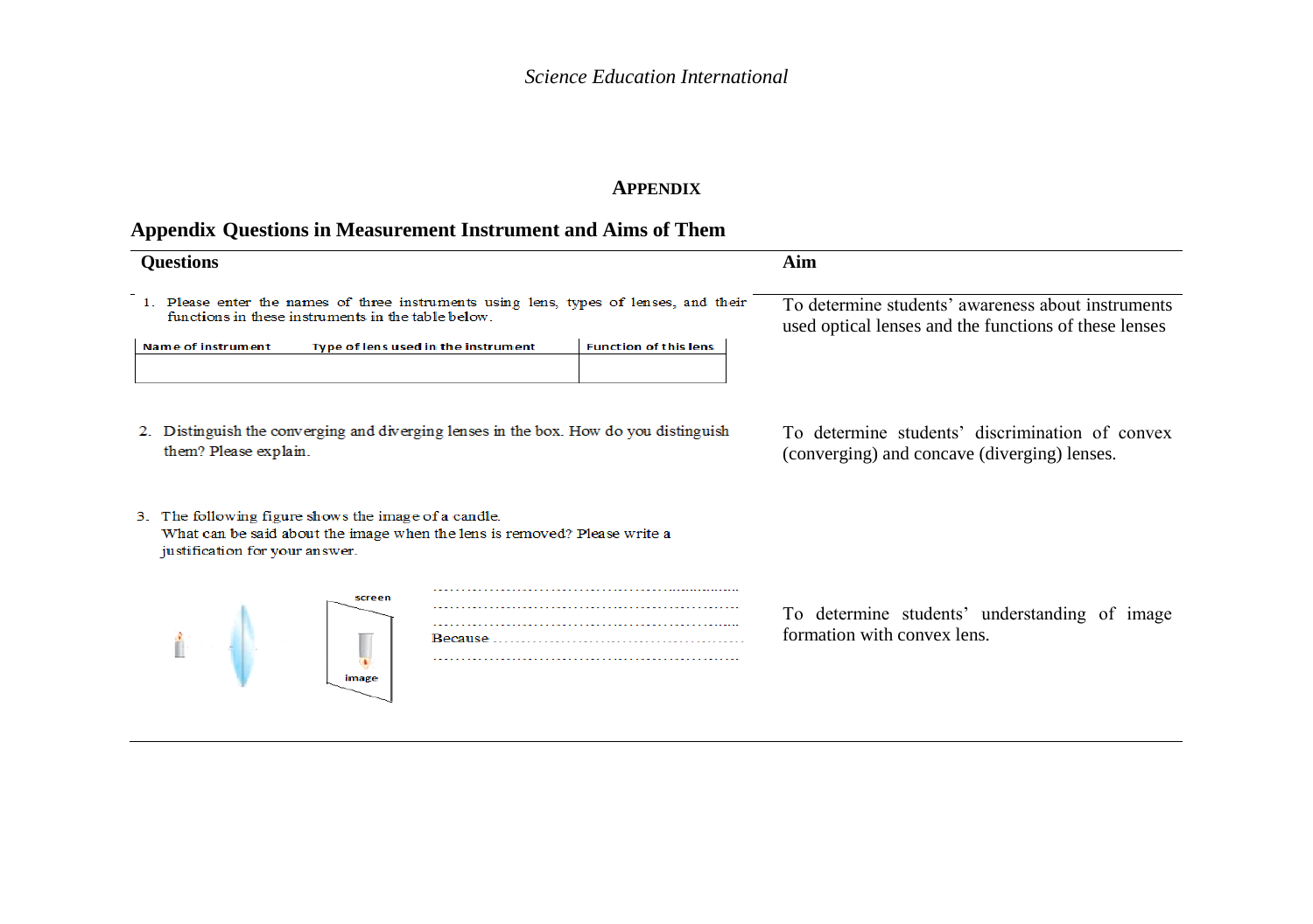## APPENDIX

### Appendix Questions in Measurement Instrument and Aims of Them

| Questions | Aim |
|---|---|
| 1. Please enter the names of three instruments using lens, types of lenses, and their functions in these instruments in the table below.<br><br>Name of instrument / Type of lens used in the instrument / Function of this lens | To determine students' awareness about instruments used optical lenses and the functions of these lenses |
| 2. Distinguish the converging and diverging lenses in the box. How do you distinguish them? Please explain. | To determine students' discrimination of convex (converging) and concave (diverging) lenses. |
| 3. The following figure shows the image of a candle.<br>What can be said about the image when the lens is removed? Please write a justification for your answer.<br><br>screen<br>image<br><br>..................................................<br>..................................................<br>..................................................<br>Because ..........................................<br>.................................................. | To determine students' understanding of image formation with convex lens. |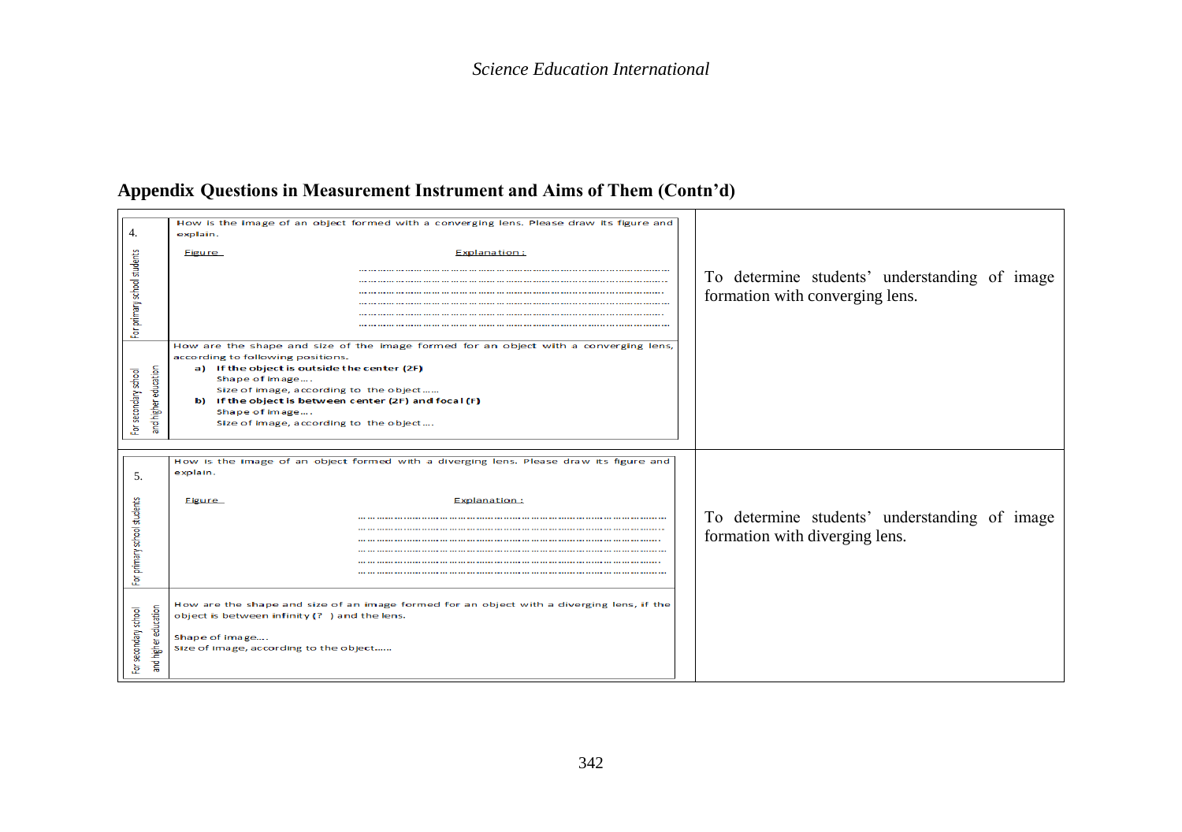## Appendix Questions in Measurement Instrument and Aims of Them (Contn'd)

| No. | Level | Question | Aim |
|---|---|---|---|
| 4. | For primary school students | How is the image of an object formed with a converging lens. Please draw its figure and explain. <br> Figure / Explanation: ………………………… | To determine students' understanding of image formation with converging lens. |
| | For secondary school and higher education | How are the shape and size of the image formed for an object with a converging lens, according to following positions. <br> **a) If the object is outside the center (2F)** <br> Shape of image…. <br> Size of image, according to the object…… <br> **b) If the object is between center (2F) and focal (F)** <br> Shape of image…. <br> Size of image, according to the object…. | |
| 5. | For primary school students | How is the image of an object formed with a diverging lens. Please draw its figure and explain. <br> Figure / Explanation: ………………………… | To determine students' understanding of image formation with diverging lens. |
| | For secondary school and higher education | How are the shape and size of an image formed for an object with a diverging lens, if the object is between infinity (? ) and the lens. <br> Shape of image…. <br> Size of image, according to the object…… | |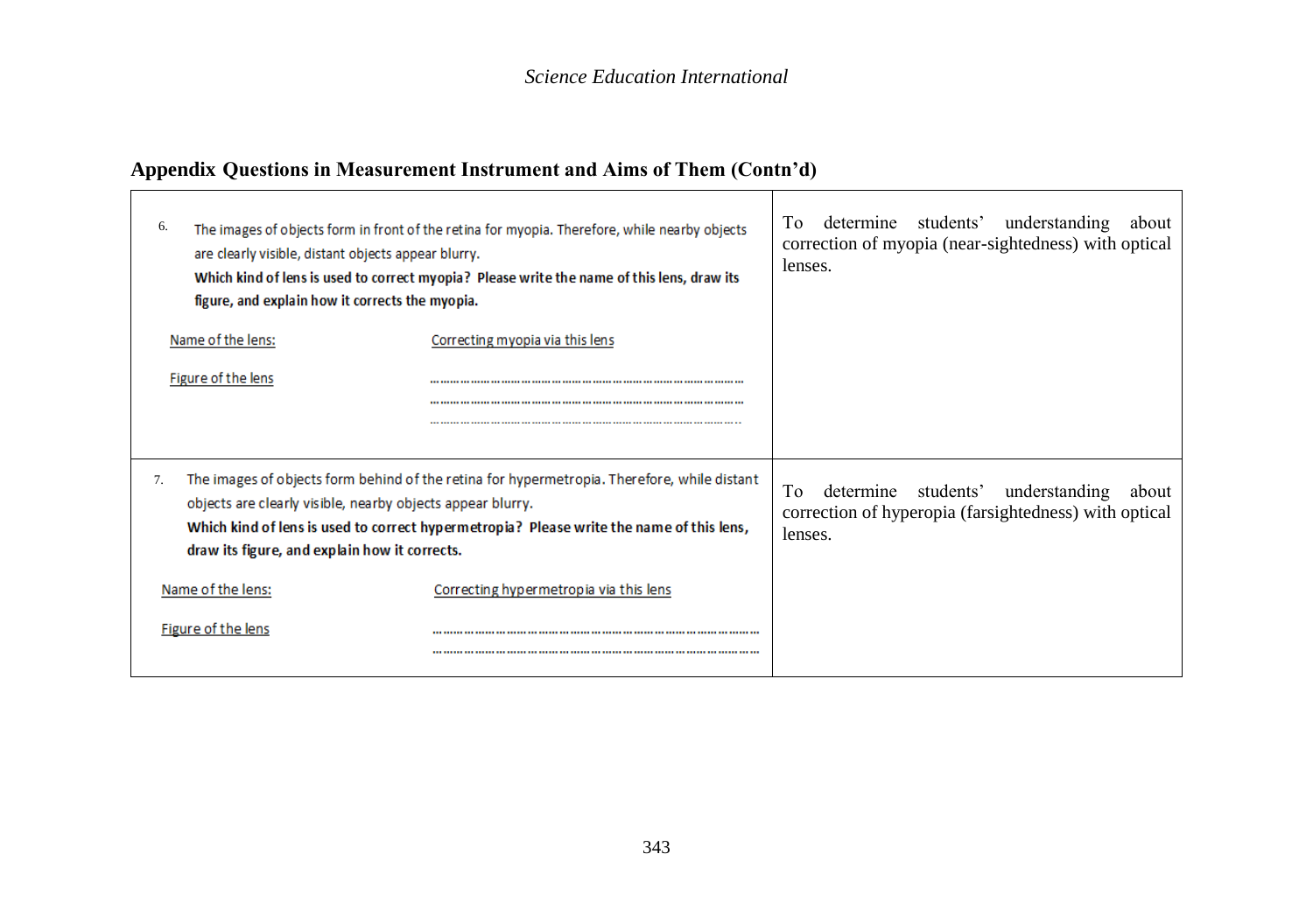## Appendix Questions in Measurement Instrument and Aims of Them (Contn'd)

| | |
|---|---|
| 6. The images of objects form in front of the retina for myopia. Therefore, while nearby objects are clearly visible, distant objects appear blurry. **Which kind of lens is used to correct myopia? Please write the name of this lens, draw its figure, and explain how it corrects the myopia.** <br><br> Name of the lens: &nbsp;&nbsp;&nbsp;&nbsp; Correcting myopia via this lens <br><br> Figure of the lens &nbsp;&nbsp;&nbsp;&nbsp; ……………………………………………… <br> ……………………………………………… <br> ……………………………………………… | To determine students' understanding about correction of myopia (near-sightedness) with optical lenses. |
| 7. The images of objects form behind of the retina for hypermetropia. Therefore, while distant objects are clearly visible, nearby objects appear blurry. **Which kind of lens is used to correct hypermetropia? Please write the name of this lens, draw its figure, and explain how it corrects.** <br><br> Name of the lens: &nbsp;&nbsp;&nbsp;&nbsp; Correcting hypermetropia via this lens <br><br> Figure of the lens &nbsp;&nbsp;&nbsp;&nbsp; ……………………………………………… <br> ……………………………………………… | To determine students' understanding about correction of hyperopia (farsightedness) with optical lenses. |